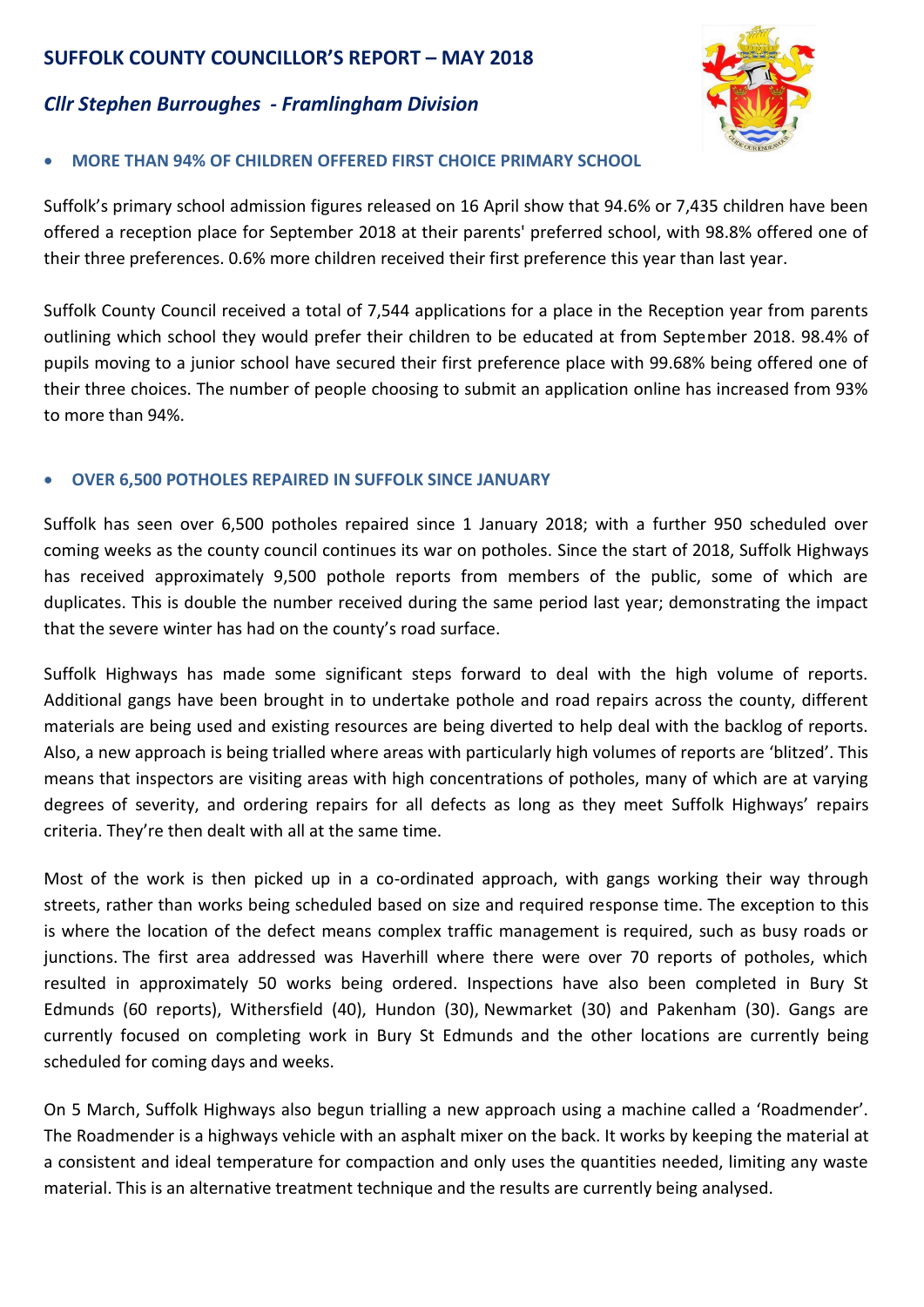# SUFFOLK COUNTY COUNCILLOR'S REPORT – MAY 2018

## *Cllr Stephen Burroughes - Framlingham Division*

- **MORE THAN 94% OF CHILDREN OFFERED FIRST CHOICE PRIMARY SCHOOL**

Suffolk's primary school admission figures released on 16 April show that 94.6% or 7,435 children have been offered a reception place for September 2018 at their parents' preferred school, with 98.8% offered one of their three preferences. 0.6% more children received their first preference this year than last year.

Suffolk County Council received a total of 7,544 applications for a place in the Reception year from parents outlining which school they would prefer their children to be educated at from September 2018. 98.4% of pupils moving to a junior school have secured their first preference place with 99.68% being offered one of their three choices. The number of people choosing to submit an application online has increased from 93% to more than 94%.

- **OVER 6,500 POTHOLES REPAIRED IN SUFFOLK SINCE JANUARY**

Suffolk has seen over 6,500 potholes repaired since 1 January 2018; with a further 950 scheduled over coming weeks as the county council continues its war on potholes. Since the start of 2018, Suffolk Highways has received approximately 9,500 pothole reports from members of the public, some of which are duplicates. This is double the number received during the same period last year; demonstrating the impact that the severe winter has had on the county's road surface.

Suffolk Highways has made some significant steps forward to deal with the high volume of reports. Additional gangs have been brought in to undertake pothole and road repairs across the county, different materials are being used and existing resources are being diverted to help deal with the backlog of reports. Also, a new approach is being trialled where areas with particularly high volumes of reports are 'blitzed'. This means that inspectors are visiting areas with high concentrations of potholes, many of which are at varying degrees of severity, and ordering repairs for all defects as long as they meet Suffolk Highways' repairs criteria. They're then dealt with all at the same time.

Most of the work is then picked up in a co-ordinated approach, with gangs working their way through streets, rather than works being scheduled based on size and required response time. The exception to this is where the location of the defect means complex traffic management is required, such as busy roads or junctions. The first area addressed was Haverhill where there were over 70 reports of potholes, which resulted in approximately 50 works being ordered. Inspections have also been completed in Bury St Edmunds (60 reports), Withersfield (40), Hundon (30), Newmarket (30) and Pakenham (30). Gangs are currently focused on completing work in Bury St Edmunds and the other locations are currently being scheduled for coming days and weeks.

On 5 March, Suffolk Highways also begun trialling a new approach using a machine called a 'Roadmender'. The Roadmender is a highways vehicle with an asphalt mixer on the back. It works by keeping the material at a consistent and ideal temperature for compaction and only uses the quantities needed, limiting any waste material. This is an alternative treatment technique and the results are currently being analysed.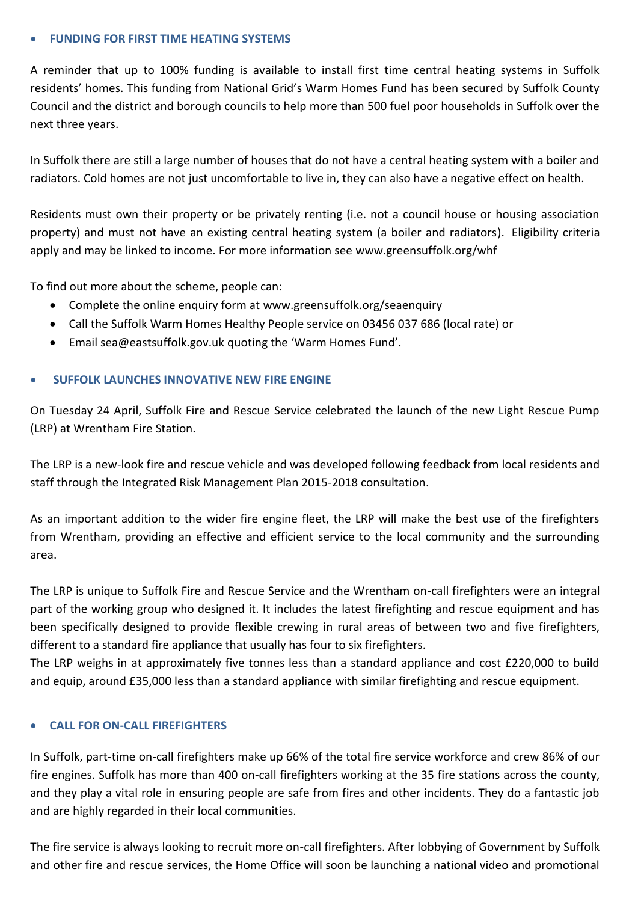- **FUNDING FOR FIRST TIME HEATING SYSTEMS**

A reminder that up to 100% funding is available to install first time central heating systems in Suffolk residents' homes. This funding from National Grid's Warm Homes Fund has been secured by Suffolk County Council and the district and borough councils to help more than 500 fuel poor households in Suffolk over the next three years.

In Suffolk there are still a large number of houses that do not have a central heating system with a boiler and radiators. Cold homes are not just uncomfortable to live in, they can also have a negative effect on health.

Residents must own their property or be privately renting (i.e. not a council house or housing association property) and must not have an existing central heating system (a boiler and radiators). Eligibility criteria apply and may be linked to income. For more information see www.greensuffolk.org/whf

To find out more about the scheme, people can:

- Complete the online enquiry form at www.greensuffolk.org/seaenquiry
- Call the Suffolk Warm Homes Healthy People service on 03456 037 686 (local rate) or
- Email sea@eastsuffolk.gov.uk quoting the 'Warm Homes Fund'.

- **SUFFOLK LAUNCHES INNOVATIVE NEW FIRE ENGINE**

On Tuesday 24 April, Suffolk Fire and Rescue Service celebrated the launch of the new Light Rescue Pump (LRP) at Wrentham Fire Station.

The LRP is a new-look fire and rescue vehicle and was developed following feedback from local residents and staff through the Integrated Risk Management Plan 2015-2018 consultation.

As an important addition to the wider fire engine fleet, the LRP will make the best use of the firefighters from Wrentham, providing an effective and efficient service to the local community and the surrounding area.

The LRP is unique to Suffolk Fire and Rescue Service and the Wrentham on-call firefighters were an integral part of the working group who designed it. It includes the latest firefighting and rescue equipment and has been specifically designed to provide flexible crewing in rural areas of between two and five firefighters, different to a standard fire appliance that usually has four to six firefighters.
The LRP weighs in at approximately five tonnes less than a standard appliance and cost £220,000 to build and equip, around £35,000 less than a standard appliance with similar firefighting and rescue equipment.

- **CALL FOR ON-CALL FIREFIGHTERS**

In Suffolk, part-time on-call firefighters make up 66% of the total fire service workforce and crew 86% of our fire engines. Suffolk has more than 400 on-call firefighters working at the 35 fire stations across the county, and they play a vital role in ensuring people are safe from fires and other incidents. They do a fantastic job and are highly regarded in their local communities.

The fire service is always looking to recruit more on-call firefighters. After lobbying of Government by Suffolk and other fire and rescue services, the Home Office will soon be launching a national video and promotional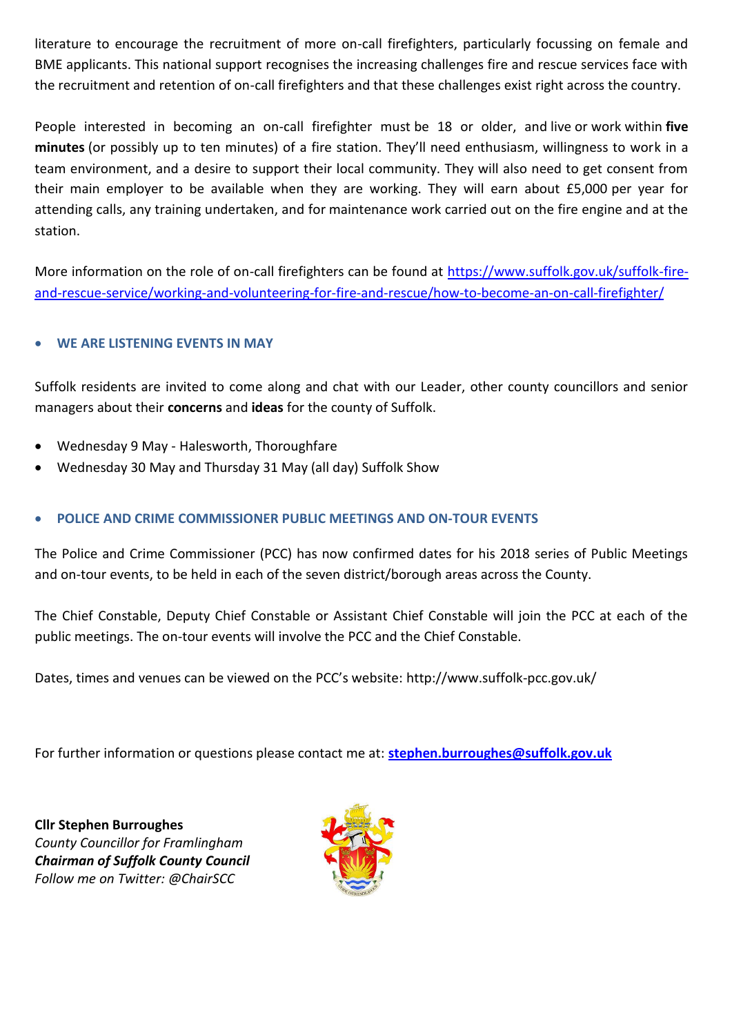literature to encourage the recruitment of more on-call firefighters, particularly focussing on female and BME applicants. This national support recognises the increasing challenges fire and rescue services face with the recruitment and retention of on-call firefighters and that these challenges exist right across the country.

People interested in becoming an on-call firefighter must be 18 or older, and live or work within **five minutes** (or possibly up to ten minutes) of a fire station. They'll need enthusiasm, willingness to work in a team environment, and a desire to support their local community. They will also need to get consent from their main employer to be available when they are working. They will earn about £5,000 per year for attending calls, any training undertaken, and for maintenance work carried out on the fire engine and at the station.

More information on the role of on-call firefighters can be found at https://www.suffolk.gov.uk/suffolk-fire-and-rescue-service/working-and-volunteering-for-fire-and-rescue/how-to-become-an-on-call-firefighter/

- **WE ARE LISTENING EVENTS IN MAY**

Suffolk residents are invited to come along and chat with our Leader, other county councillors and senior managers about their **concerns** and **ideas** for the county of Suffolk.

- Wednesday 9 May - Halesworth, Thoroughfare
- Wednesday 30 May and Thursday 31 May (all day) Suffolk Show

- **POLICE AND CRIME COMMISSIONER PUBLIC MEETINGS AND ON-TOUR EVENTS**

The Police and Crime Commissioner (PCC) has now confirmed dates for his 2018 series of Public Meetings and on-tour events, to be held in each of the seven district/borough areas across the County.

The Chief Constable, Deputy Chief Constable or Assistant Chief Constable will join the PCC at each of the public meetings. The on-tour events will involve the PCC and the Chief Constable.

Dates, times and venues can be viewed on the PCC's website: http://www.suffolk-pcc.gov.uk/

For further information or questions please contact me at: **stephen.burroughes@suffolk.gov.uk**

**Cllr Stephen Burroughes**
*County Councillor for Framlingham*
***Chairman of Suffolk County Council***
*Follow me on Twitter: @ChairSCC*